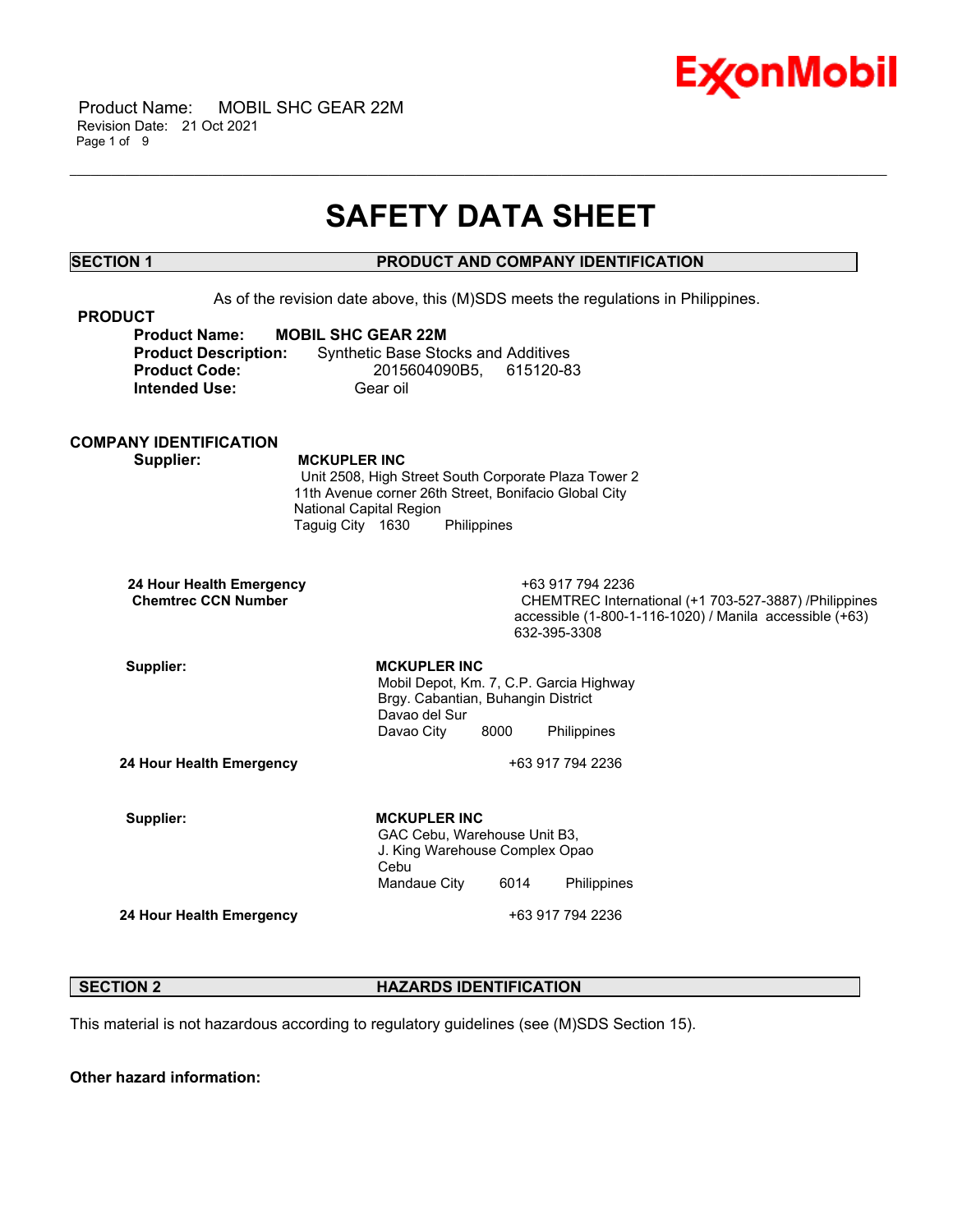# SAFETY DATA SHEET

## SECTION 1 PRODUCT AND COMPANY IDENTIFICATION

As of the revision date above, this (M)SDS meets the regulations in Philippines.

**PRODUCT**

**Product Name:** **MOBIL SHC GEAR 22M**
**Product Description:** Synthetic Base Stocks and Additives
**Product Code:** 2015604090B5, 615120-83
**Intended Use:** Gear oil

**COMPANY IDENTIFICATION**

**Supplier:** **MCKUPLER INC**
Unit 2508, High Street South Corporate Plaza Tower 2
11th Avenue corner 26th Street, Bonifacio Global City
National Capital Region
Taguig City 1630 Philippines

**24 Hour Health Emergency** +63 917 794 2236
**Chemtrec CCN Number** CHEMTREC International (+1 703-527-3887) /Philippines accessible (1-800-1-116-1020) / Manila accessible (+63) 632-395-3308

**Supplier:** **MCKUPLER INC**
Mobil Depot, Km. 7, C.P. Garcia Highway
Brgy. Cabantian, Buhangin District
Davao del Sur
Davao City 8000 Philippines

**24 Hour Health Emergency** +63 917 794 2236

**Supplier:** **MCKUPLER INC**
GAC Cebu, Warehouse Unit B3,
J. King Warehouse Complex Opao
Cebu
Mandaue City 6014 Philippines

**24 Hour Health Emergency** +63 917 794 2236

## SECTION 2 HAZARDS IDENTIFICATION

This material is not hazardous according to regulatory guidelines (see (M)SDS Section 15).

**Other hazard information:**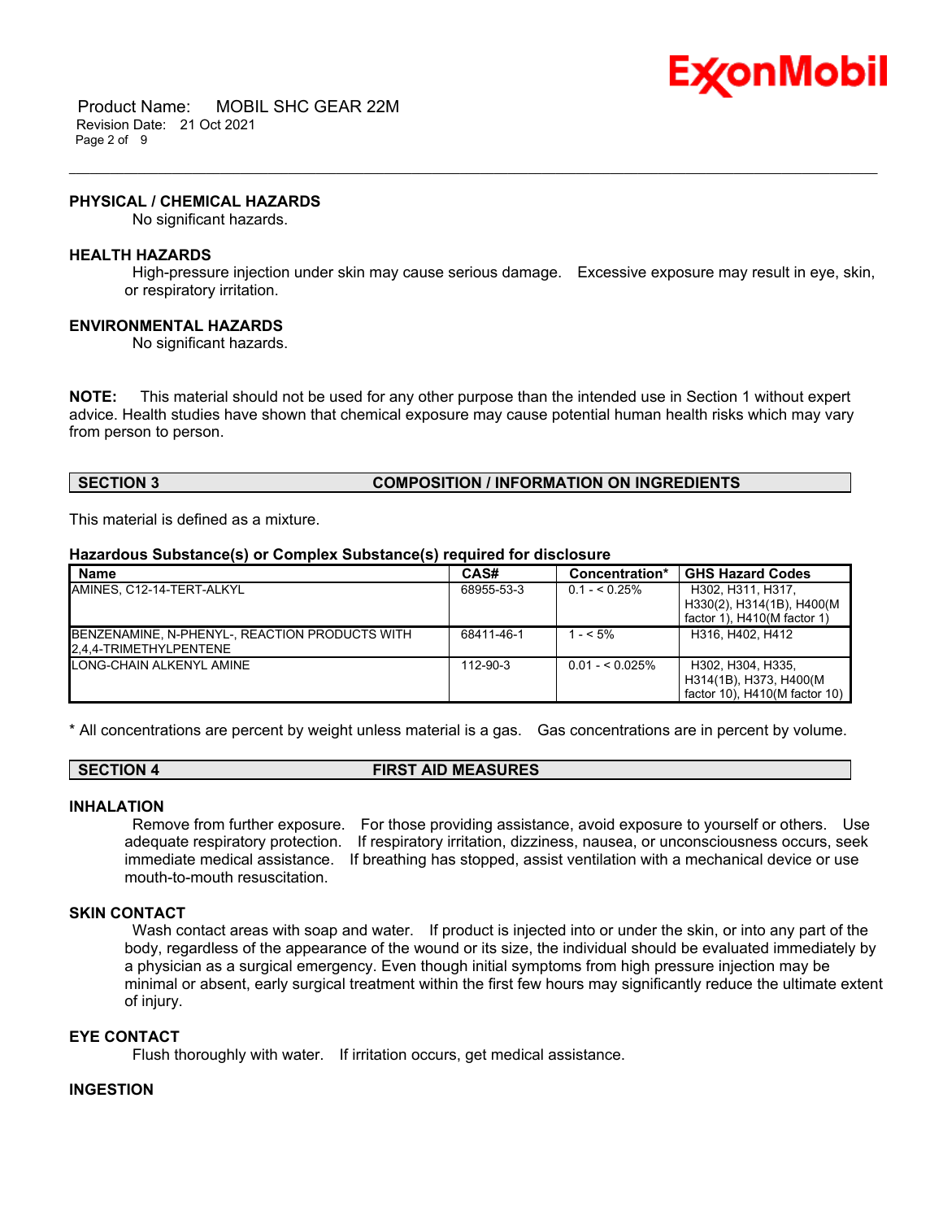### PHYSICAL / CHEMICAL HAZARDS

No significant hazards.

### HEALTH HAZARDS

High-pressure injection under skin may cause serious damage. Excessive exposure may result in eye, skin, or respiratory irritation.

### ENVIRONMENTAL HAZARDS

No significant hazards.

**NOTE:** This material should not be used for any other purpose than the intended use in Section 1 without expert advice. Health studies have shown that chemical exposure may cause potential human health risks which may vary from person to person.

## SECTION 3 COMPOSITION / INFORMATION ON INGREDIENTS

This material is defined as a mixture.

**Hazardous Substance(s) or Complex Substance(s) required for disclosure**

| Name | CAS# | Concentration* | GHS Hazard Codes |
|---|---|---|---|
| AMINES, C12-14-TERT-ALKYL | 68955-53-3 | 0.1 - < 0.25% | H302, H311, H317, H330(2), H314(1B), H400(M factor 1), H410(M factor 1) |
| BENZENAMINE, N-PHENYL-, REACTION PRODUCTS WITH 2,4,4-TRIMETHYLPENTENE | 68411-46-1 | 1 - < 5% | H316, H402, H412 |
| LONG-CHAIN ALKENYL AMINE | 112-90-3 | 0.01 - < 0.025% | H302, H304, H335, H314(1B), H373, H400(M factor 10), H410(M factor 10) |

* All concentrations are percent by weight unless material is a gas. Gas concentrations are in percent by volume.

## SECTION 4 FIRST AID MEASURES

### INHALATION

Remove from further exposure. For those providing assistance, avoid exposure to yourself or others. Use adequate respiratory protection. If respiratory irritation, dizziness, nausea, or unconsciousness occurs, seek immediate medical assistance. If breathing has stopped, assist ventilation with a mechanical device or use mouth-to-mouth resuscitation.

### SKIN CONTACT

Wash contact areas with soap and water. If product is injected into or under the skin, or into any part of the body, regardless of the appearance of the wound or its size, the individual should be evaluated immediately by a physician as a surgical emergency. Even though initial symptoms from high pressure injection may be minimal or absent, early surgical treatment within the first few hours may significantly reduce the ultimate extent of injury.

### EYE CONTACT

Flush thoroughly with water. If irritation occurs, get medical assistance.

### INGESTION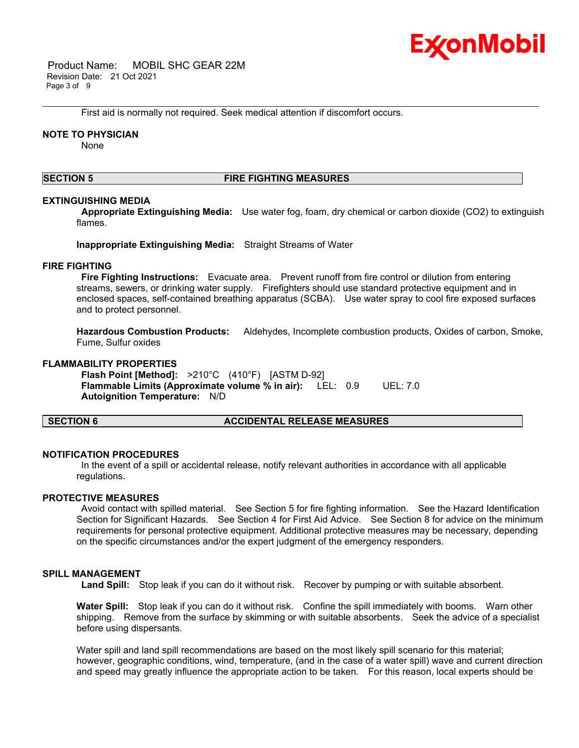First aid is normally not required. Seek medical attention if discomfort occurs.

**NOTE TO PHYSICIAN**

None

## SECTION 5 FIRE FIGHTING MEASURES

**EXTINGUISHING MEDIA**

**Appropriate Extinguishing Media:** Use water fog, foam, dry chemical or carbon dioxide ($CO_2$) to extinguish flames.

**Inappropriate Extinguishing Media:** Straight Streams of Water

**FIRE FIGHTING**

**Fire Fighting Instructions:** Evacuate area. Prevent runoff from fire control or dilution from entering streams, sewers, or drinking water supply. Firefighters should use standard protective equipment and in enclosed spaces, self-contained breathing apparatus (SCBA). Use water spray to cool fire exposed surfaces and to protect personnel.

**Hazardous Combustion Products:** Aldehydes, Incomplete combustion products, Oxides of carbon, Smoke, Fume, Sulfur oxides

**FLAMMABILITY PROPERTIES**

**Flash Point [Method]:** >210°C (410°F) [ASTM D-92]
**Flammable Limits (Approximate volume % in air):** LEL: 0.9 UEL: 7.0
**Autoignition Temperature:** N/D

## SECTION 6 ACCIDENTAL RELEASE MEASURES

**NOTIFICATION PROCEDURES**

In the event of a spill or accidental release, notify relevant authorities in accordance with all applicable regulations.

**PROTECTIVE MEASURES**

Avoid contact with spilled material. See Section 5 for fire fighting information. See the Hazard Identification Section for Significant Hazards. See Section 4 for First Aid Advice. See Section 8 for advice on the minimum requirements for personal protective equipment. Additional protective measures may be necessary, depending on the specific circumstances and/or the expert judgment of the emergency responders.

**SPILL MANAGEMENT**

**Land Spill:** Stop leak if you can do it without risk. Recover by pumping or with suitable absorbent.

**Water Spill:** Stop leak if you can do it without risk. Confine the spill immediately with booms. Warn other shipping. Remove from the surface by skimming or with suitable absorbents. Seek the advice of a specialist before using dispersants.

Water spill and land spill recommendations are based on the most likely spill scenario for this material; however, geographic conditions, wind, temperature, (and in the case of a water spill) wave and current direction and speed may greatly influence the appropriate action to be taken. For this reason, local experts should be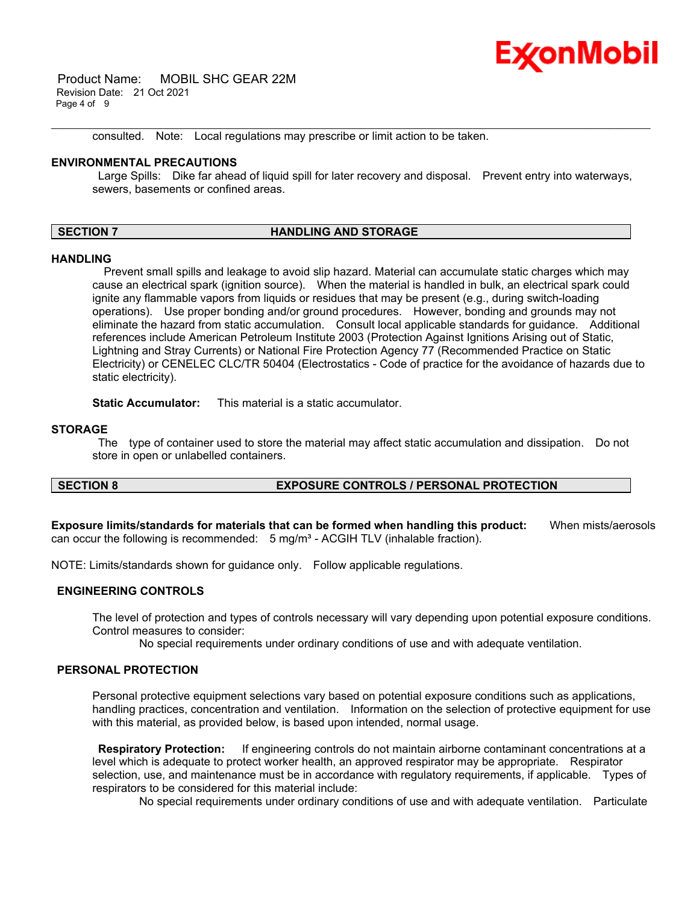consulted. Note: Local regulations may prescribe or limit action to be taken.

**ENVIRONMENTAL PRECAUTIONS**

Large Spills: Dike far ahead of liquid spill for later recovery and disposal. Prevent entry into waterways, sewers, basements or confined areas.

## SECTION 7 HANDLING AND STORAGE

**HANDLING**

Prevent small spills and leakage to avoid slip hazard. Material can accumulate static charges which may cause an electrical spark (ignition source). When the material is handled in bulk, an electrical spark could ignite any flammable vapors from liquids or residues that may be present (e.g., during switch-loading operations). Use proper bonding and/or ground procedures. However, bonding and grounds may not eliminate the hazard from static accumulation. Consult local applicable standards for guidance. Additional references include American Petroleum Institute 2003 (Protection Against Ignitions Arising out of Static, Lightning and Stray Currents) or National Fire Protection Agency 77 (Recommended Practice on Static Electricity) or CENELEC CLC/TR 50404 (Electrostatics - Code of practice for the avoidance of hazards due to static electricity).

**Static Accumulator:** This material is a static accumulator.

**STORAGE**

The type of container used to store the material may affect static accumulation and dissipation. Do not store in open or unlabelled containers.

## SECTION 8 EXPOSURE CONTROLS / PERSONAL PROTECTION

**Exposure limits/standards for materials that can be formed when handling this product:** When mists/aerosols can occur the following is recommended: 5 mg/m³ - ACGIH TLV (inhalable fraction).

NOTE: Limits/standards shown for guidance only. Follow applicable regulations.

**ENGINEERING CONTROLS**

The level of protection and types of controls necessary will vary depending upon potential exposure conditions. Control measures to consider:

No special requirements under ordinary conditions of use and with adequate ventilation.

**PERSONAL PROTECTION**

Personal protective equipment selections vary based on potential exposure conditions such as applications, handling practices, concentration and ventilation. Information on the selection of protective equipment for use with this material, as provided below, is based upon intended, normal usage.

**Respiratory Protection:** If engineering controls do not maintain airborne contaminant concentrations at a level which is adequate to protect worker health, an approved respirator may be appropriate. Respirator selection, use, and maintenance must be in accordance with regulatory requirements, if applicable. Types of respirators to be considered for this material include:

No special requirements under ordinary conditions of use and with adequate ventilation. Particulate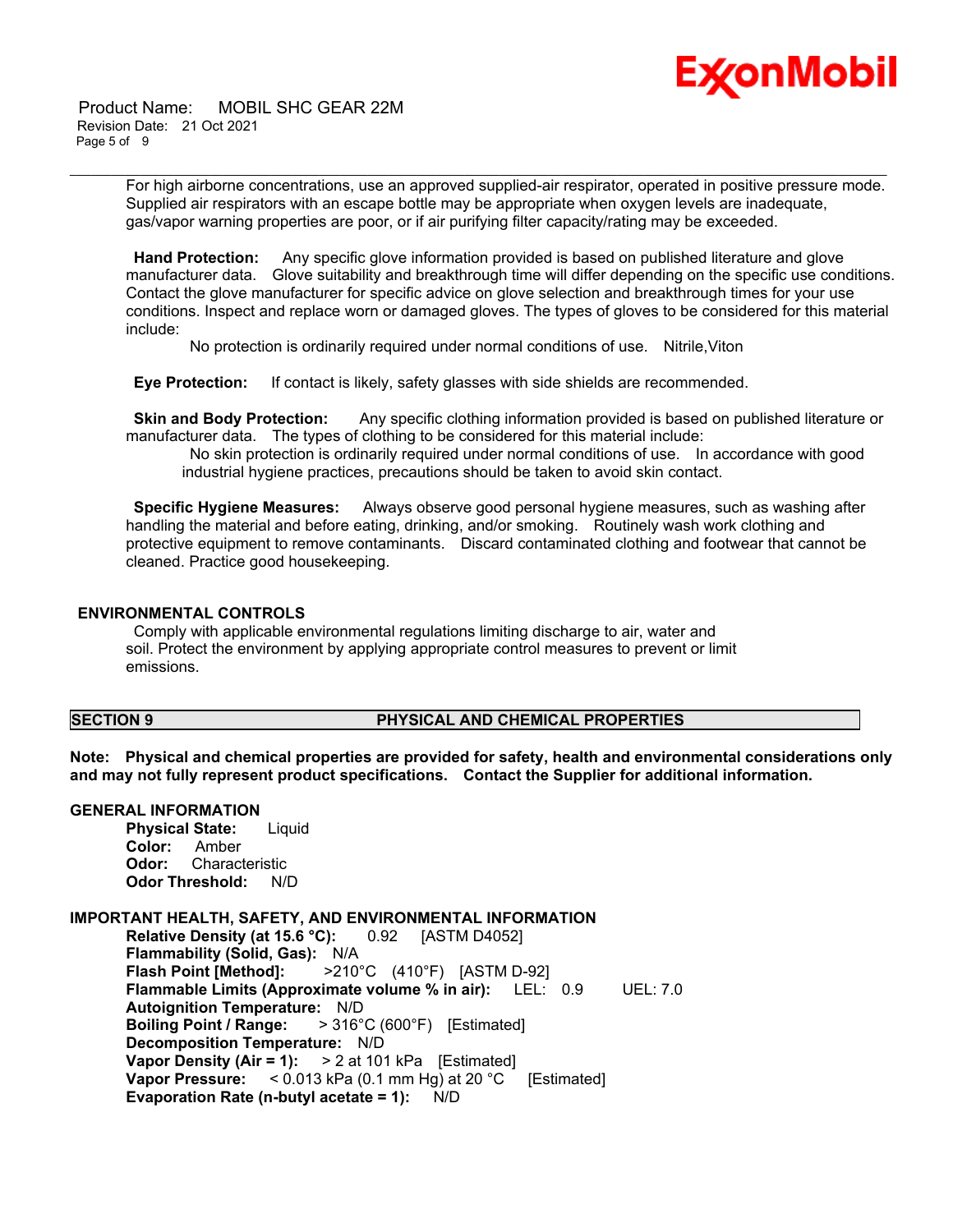For high airborne concentrations, use an approved supplied-air respirator, operated in positive pressure mode. Supplied air respirators with an escape bottle may be appropriate when oxygen levels are inadequate, gas/vapor warning properties are poor, or if air purifying filter capacity/rating may be exceeded.

**Hand Protection:** Any specific glove information provided is based on published literature and glove manufacturer data. Glove suitability and breakthrough time will differ depending on the specific use conditions. Contact the glove manufacturer for specific advice on glove selection and breakthrough times for your use conditions. Inspect and replace worn or damaged gloves. The types of gloves to be considered for this material include:

No protection is ordinarily required under normal conditions of use. Nitrile,Viton

**Eye Protection:** If contact is likely, safety glasses with side shields are recommended.

**Skin and Body Protection:** Any specific clothing information provided is based on published literature or manufacturer data. The types of clothing to be considered for this material include:

No skin protection is ordinarily required under normal conditions of use. In accordance with good industrial hygiene practices, precautions should be taken to avoid skin contact.

**Specific Hygiene Measures:** Always observe good personal hygiene measures, such as washing after handling the material and before eating, drinking, and/or smoking. Routinely wash work clothing and protective equipment to remove contaminants. Discard contaminated clothing and footwear that cannot be cleaned. Practice good housekeeping.

### ENVIRONMENTAL CONTROLS

Comply with applicable environmental regulations limiting discharge to air, water and soil. Protect the environment by applying appropriate control measures to prevent or limit emissions.

## SECTION 9 PHYSICAL AND CHEMICAL PROPERTIES

**Note: Physical and chemical properties are provided for safety, health and environmental considerations only and may not fully represent product specifications. Contact the Supplier for additional information.**

### GENERAL INFORMATION

**Physical State:** Liquid
**Color:** Amber
**Odor:** Characteristic
**Odor Threshold:** N/D

### IMPORTANT HEALTH, SAFETY, AND ENVIRONMENTAL INFORMATION

**Relative Density (at 15.6 °C):** 0.92 [ASTM D4052]
**Flammability (Solid, Gas):** N/A
**Flash Point [Method]:** >210°C (410°F) [ASTM D-92]
**Flammable Limits (Approximate volume % in air):** LEL: 0.9 UEL: 7.0
**Autoignition Temperature:** N/D
**Boiling Point / Range:** > 316°C (600°F) [Estimated]
**Decomposition Temperature:** N/D
**Vapor Density (Air = 1):** > 2 at 101 kPa [Estimated]
**Vapor Pressure:** < 0.013 kPa (0.1 mm Hg) at 20 °C [Estimated]
**Evaporation Rate (n-butyl acetate = 1):** N/D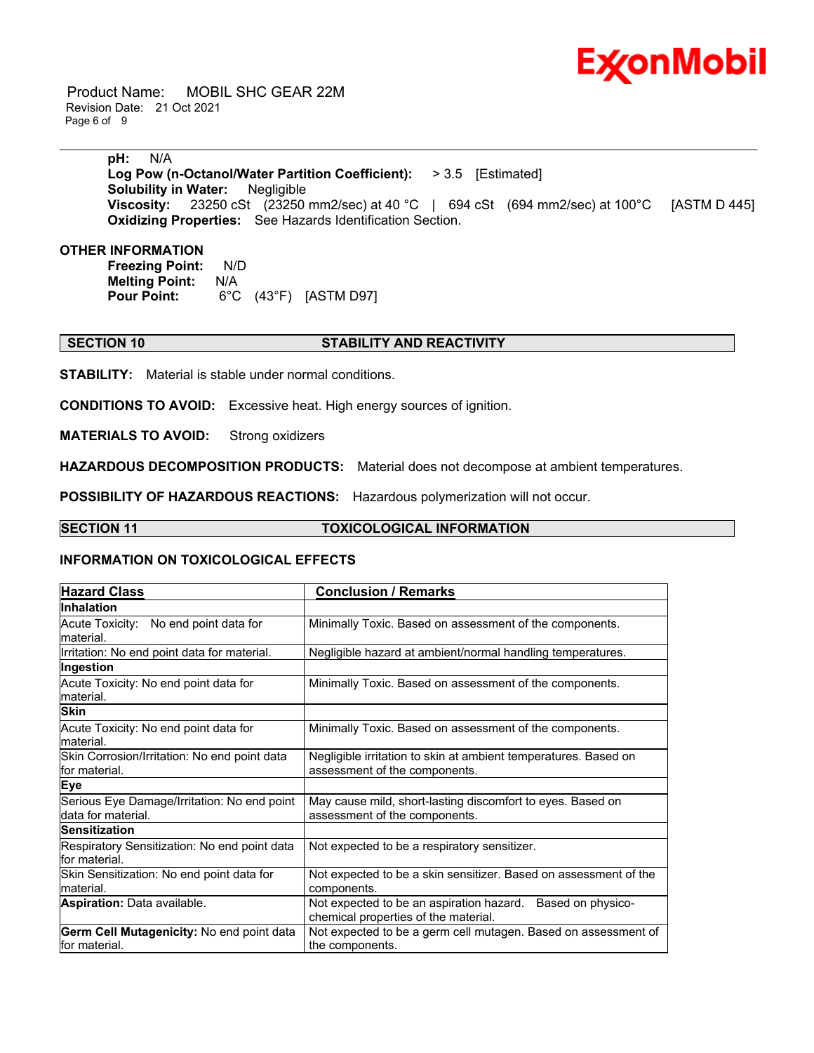**pH:** N/A
**Log Pow (n-Octanol/Water Partition Coefficient):** > 3.5 [Estimated]
**Solubility in Water:** Negligible
**Viscosity:** 23250 cSt (23250 mm2/sec) at 40 °C | 694 cSt (694 mm2/sec) at 100°C [ASTM D 445]
**Oxidizing Properties:** See Hazards Identification Section.

**OTHER INFORMATION**

**Freezing Point:** N/D
**Melting Point:** N/A
**Pour Point:** 6°C (43°F) [ASTM D97]

## SECTION 10 STABILITY AND REACTIVITY

**STABILITY:** Material is stable under normal conditions.

**CONDITIONS TO AVOID:** Excessive heat. High energy sources of ignition.

**MATERIALS TO AVOID:** Strong oxidizers

**HAZARDOUS DECOMPOSITION PRODUCTS:** Material does not decompose at ambient temperatures.

**POSSIBILITY OF HAZARDOUS REACTIONS:** Hazardous polymerization will not occur.

## SECTION 11 TOXICOLOGICAL INFORMATION

### INFORMATION ON TOXICOLOGICAL EFFECTS

| Hazard Class | Conclusion / Remarks |
|---|---|
| **Inhalation** | |
| Acute Toxicity: No end point data for material. | Minimally Toxic. Based on assessment of the components. |
| Irritation: No end point data for material. | Negligible hazard at ambient/normal handling temperatures. |
| **Ingestion** | |
| Acute Toxicity: No end point data for material. | Minimally Toxic. Based on assessment of the components. |
| **Skin** | |
| Acute Toxicity: No end point data for material. | Minimally Toxic. Based on assessment of the components. |
| Skin Corrosion/Irritation: No end point data for material. | Negligible irritation to skin at ambient temperatures. Based on assessment of the components. |
| **Eye** | |
| Serious Eye Damage/Irritation: No end point data for material. | May cause mild, short-lasting discomfort to eyes. Based on assessment of the components. |
| **Sensitization** | |
| Respiratory Sensitization: No end point data for material. | Not expected to be a respiratory sensitizer. |
| Skin Sensitization: No end point data for material. | Not expected to be a skin sensitizer. Based on assessment of the components. |
| **Aspiration:** Data available. | Not expected to be an aspiration hazard. Based on physico-chemical properties of the material. |
| **Germ Cell Mutagenicity:** No end point data for material. | Not expected to be a germ cell mutagen. Based on assessment of the components. |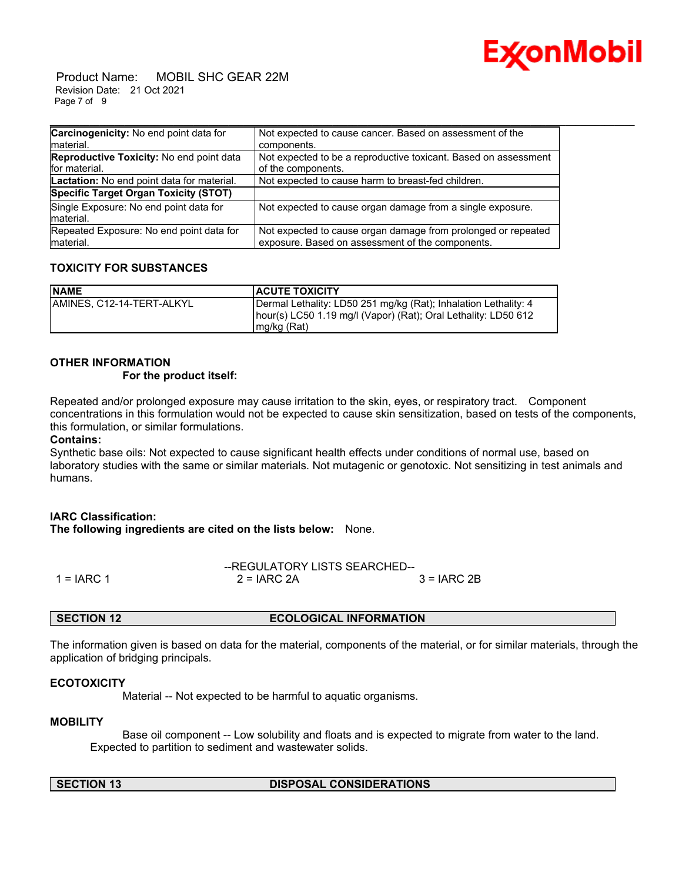| | |
|---|---|
| **Carcinogenicity:** No end point data for material. | Not expected to cause cancer. Based on assessment of the components. |
| **Reproductive Toxicity:** No end point data for material. | Not expected to be a reproductive toxicant. Based on assessment of the components. |
| **Lactation:** No end point data for material. | Not expected to cause harm to breast-fed children. |
| **Specific Target Organ Toxicity (STOT)** | |
| Single Exposure: No end point data for material. | Not expected to cause organ damage from a single exposure. |
| Repeated Exposure: No end point data for material. | Not expected to cause organ damage from prolonged or repeated exposure. Based on assessment of the components. |

### TOXICITY FOR SUBSTANCES

| NAME | ACUTE TOXICITY |
|---|---|
| AMINES, C12-14-TERT-ALKYL | Dermal Lethality: LD50 251 mg/kg (Rat); Inhalation Lethality: 4 hour(s) LC50 1.19 mg/l (Vapor) (Rat); Oral Lethality: LD50 612 mg/kg (Rat) |

### OTHER INFORMATION

**For the product itself:**

Repeated and/or prolonged exposure may cause irritation to the skin, eyes, or respiratory tract. Component concentrations in this formulation would not be expected to cause skin sensitization, based on tests of the components, this formulation, or similar formulations.

**Contains:**

Synthetic base oils: Not expected to cause significant health effects under conditions of normal use, based on laboratory studies with the same or similar materials. Not mutagenic or genotoxic. Not sensitizing in test animals and humans.

**IARC Classification:**

**The following ingredients are cited on the lists below:** None.

--REGULATORY LISTS SEARCHED--

1 = IARC 1 2 = IARC 2A 3 = IARC 2B

## SECTION 12 ECOLOGICAL INFORMATION

The information given is based on data for the material, components of the material, or for similar materials, through the application of bridging principals.

### ECOTOXICITY

Material -- Not expected to be harmful to aquatic organisms.

### MOBILITY

Base oil component -- Low solubility and floats and is expected to migrate from water to the land. Expected to partition to sediment and wastewater solids.

## SECTION 13 DISPOSAL CONSIDERATIONS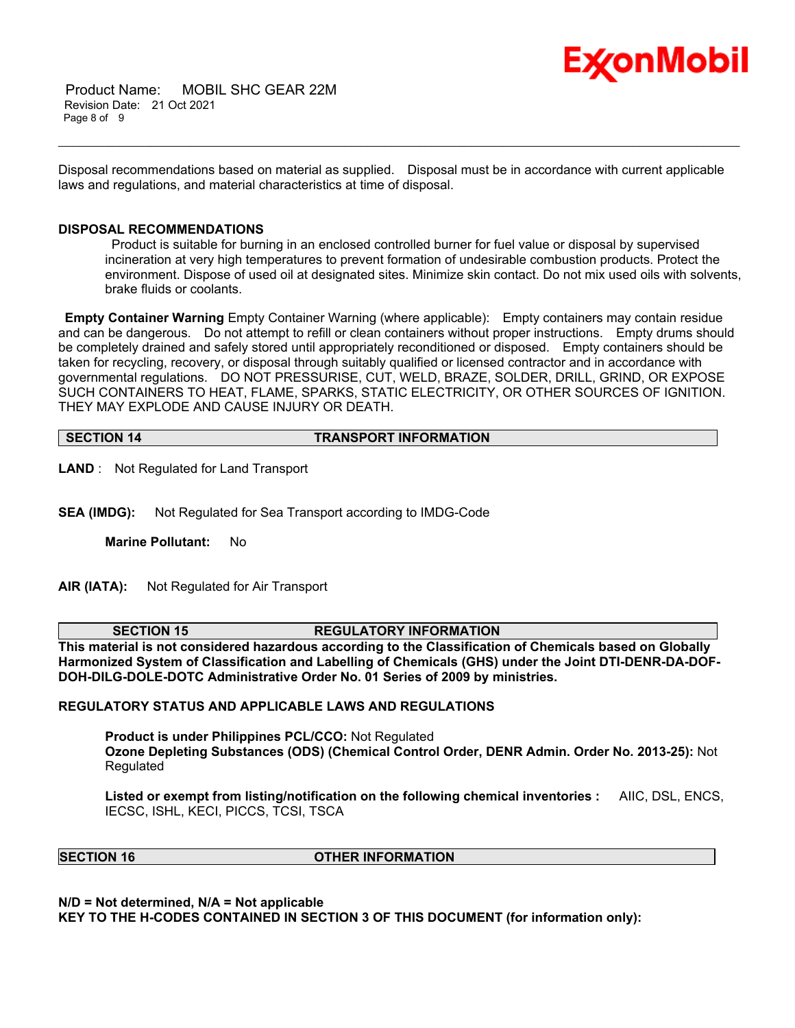Disposal recommendations based on material as supplied. Disposal must be in accordance with current applicable laws and regulations, and material characteristics at time of disposal.

**DISPOSAL RECOMMENDATIONS**

Product is suitable for burning in an enclosed controlled burner for fuel value or disposal by supervised incineration at very high temperatures to prevent formation of undesirable combustion products. Protect the environment. Dispose of used oil at designated sites. Minimize skin contact. Do not mix used oils with solvents, brake fluids or coolants.

**Empty Container Warning** Empty Container Warning (where applicable): Empty containers may contain residue and can be dangerous. Do not attempt to refill or clean containers without proper instructions. Empty drums should be completely drained and safely stored until appropriately reconditioned or disposed. Empty containers should be taken for recycling, recovery, or disposal through suitably qualified or licensed contractor and in accordance with governmental regulations. DO NOT PRESSURISE, CUT, WELD, BRAZE, SOLDER, DRILL, GRIND, OR EXPOSE SUCH CONTAINERS TO HEAT, FLAME, SPARKS, STATIC ELECTRICITY, OR OTHER SOURCES OF IGNITION. THEY MAY EXPLODE AND CAUSE INJURY OR DEATH.

## SECTION 14 TRANSPORT INFORMATION

**LAND** : Not Regulated for Land Transport

**SEA (IMDG):** Not Regulated for Sea Transport according to IMDG-Code

**Marine Pollutant:** No

**AIR (IATA):** Not Regulated for Air Transport

## SECTION 15 REGULATORY INFORMATION

**This material is not considered hazardous according to the Classification of Chemicals based on Globally Harmonized System of Classification and Labelling of Chemicals (GHS) under the Joint DTI-DENR-DA-DOF-DOH-DILG-DOLE-DOTC Administrative Order No. 01 Series of 2009 by ministries.**

**REGULATORY STATUS AND APPLICABLE LAWS AND REGULATIONS**

**Product is under Philippines PCL/CCO:** Not Regulated
**Ozone Depleting Substances (ODS) (Chemical Control Order, DENR Admin. Order No. 2013-25):** Not Regulated

**Listed or exempt from listing/notification on the following chemical inventories :** AIIC, DSL, ENCS, IECSC, ISHL, KECI, PICCS, TCSI, TSCA

## SECTION 16 OTHER INFORMATION

**N/D = Not determined, N/A = Not applicable**
**KEY TO THE H-CODES CONTAINED IN SECTION 3 OF THIS DOCUMENT (for information only):**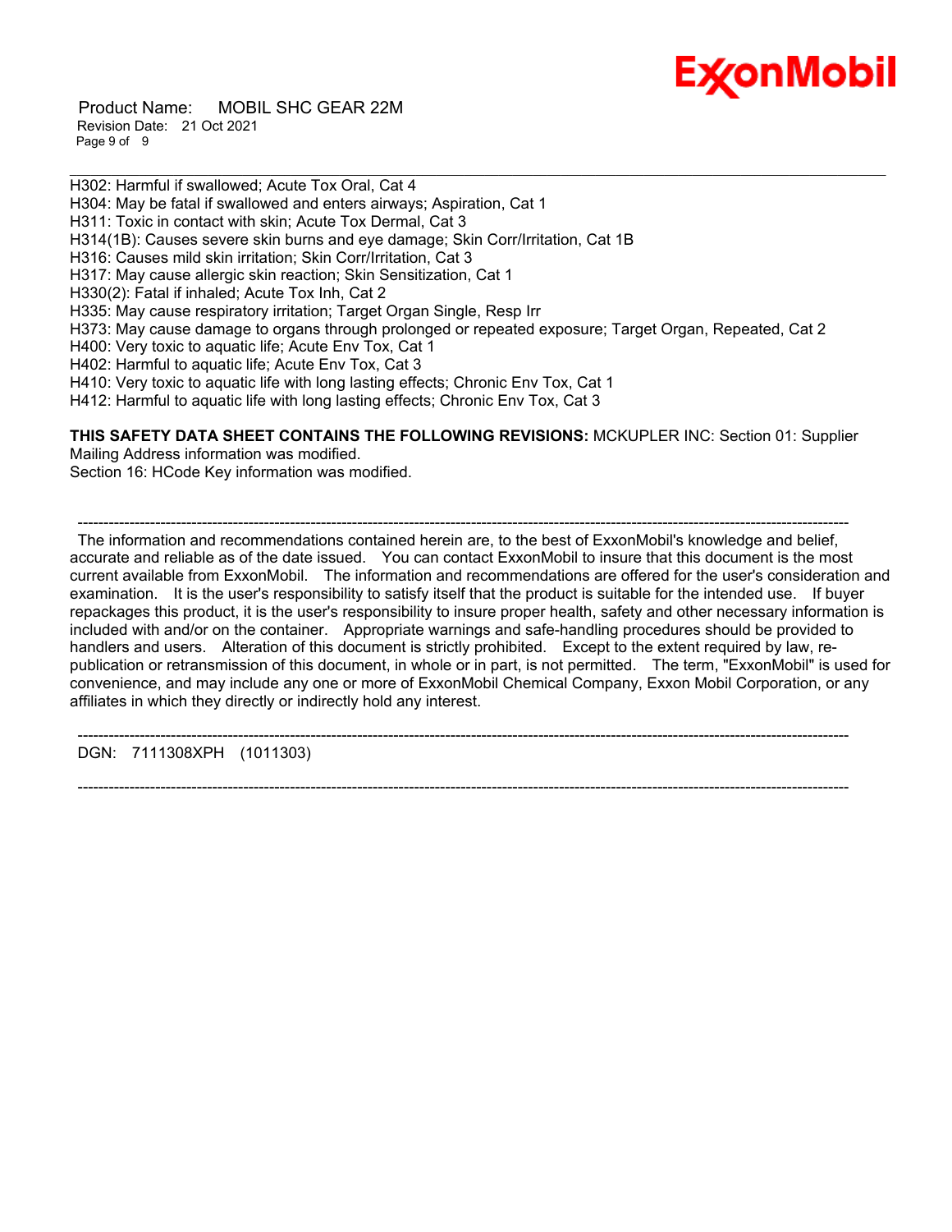H302: Harmful if swallowed; Acute Tox Oral, Cat 4
H304: May be fatal if swallowed and enters airways; Aspiration, Cat 1
H311: Toxic in contact with skin; Acute Tox Dermal, Cat 3
H314(1B): Causes severe skin burns and eye damage; Skin Corr/Irritation, Cat 1B
H316: Causes mild skin irritation; Skin Corr/Irritation, Cat 3
H317: May cause allergic skin reaction; Skin Sensitization, Cat 1
H330(2): Fatal if inhaled; Acute Tox Inh, Cat 2
H335: May cause respiratory irritation; Target Organ Single, Resp Irr
H373: May cause damage to organs through prolonged or repeated exposure; Target Organ, Repeated, Cat 2
H400: Very toxic to aquatic life; Acute Env Tox, Cat 1
H402: Harmful to aquatic life; Acute Env Tox, Cat 3
H410: Very toxic to aquatic life with long lasting effects; Chronic Env Tox, Cat 1
H412: Harmful to aquatic life with long lasting effects; Chronic Env Tox, Cat 3

**THIS SAFETY DATA SHEET CONTAINS THE FOLLOWING REVISIONS:** MCKUPLER INC: Section 01: Supplier Mailing Address information was modified.
Section 16: HCode Key information was modified.

-----------------------------------------------------------------------------------------------------------------------------------------------

The information and recommendations contained herein are, to the best of ExxonMobil's knowledge and belief, accurate and reliable as of the date issued. You can contact ExxonMobil to insure that this document is the most current available from ExxonMobil. The information and recommendations are offered for the user's consideration and examination. It is the user's responsibility to satisfy itself that the product is suitable for the intended use. If buyer repackages this product, it is the user's responsibility to insure proper health, safety and other necessary information is included with and/or on the container. Appropriate warnings and safe-handling procedures should be provided to handlers and users. Alteration of this document is strictly prohibited. Except to the extent required by law, re-publication or retransmission of this document, in whole or in part, is not permitted. The term, "ExxonMobil" is used for convenience, and may include any one or more of ExxonMobil Chemical Company, Exxon Mobil Corporation, or any affiliates in which they directly or indirectly hold any interest.

-----------------------------------------------------------------------------------------------------------------------------------------------

DGN: 7111308XPH (1011303)

-----------------------------------------------------------------------------------------------------------------------------------------------